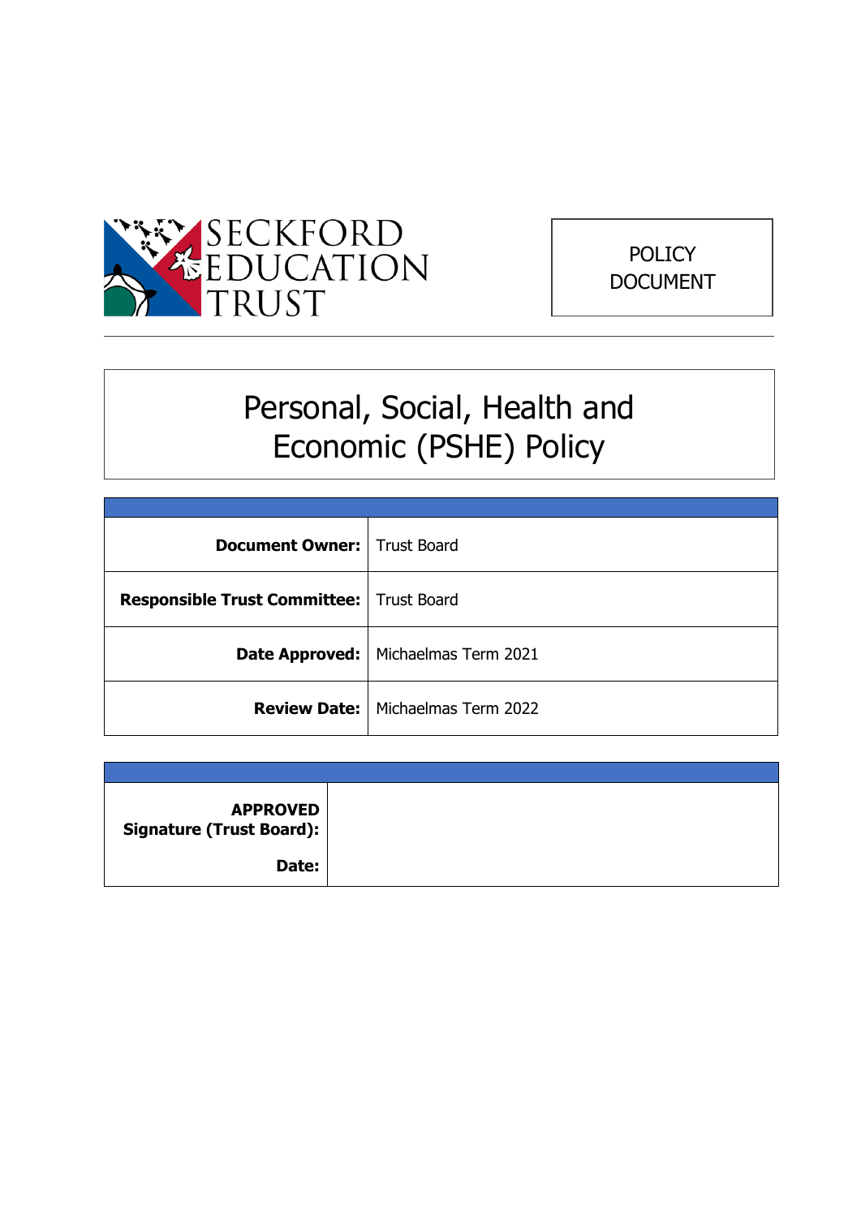SECKFORD EDUCATION TRUST

POLICY DOCUMENT

# Personal, Social, Health and Economic (PSHE) Policy

| | |
|---|---|
| **Document Owner:** | Trust Board |
| **Responsible Trust Committee:** | Trust Board |
| **Date Approved:** | Michaelmas Term 2021 |
| **Review Date:** | Michaelmas Term 2022 |

| | |
|---|---|
| **APPROVED Signature (Trust Board):** | |
| **Date:** | |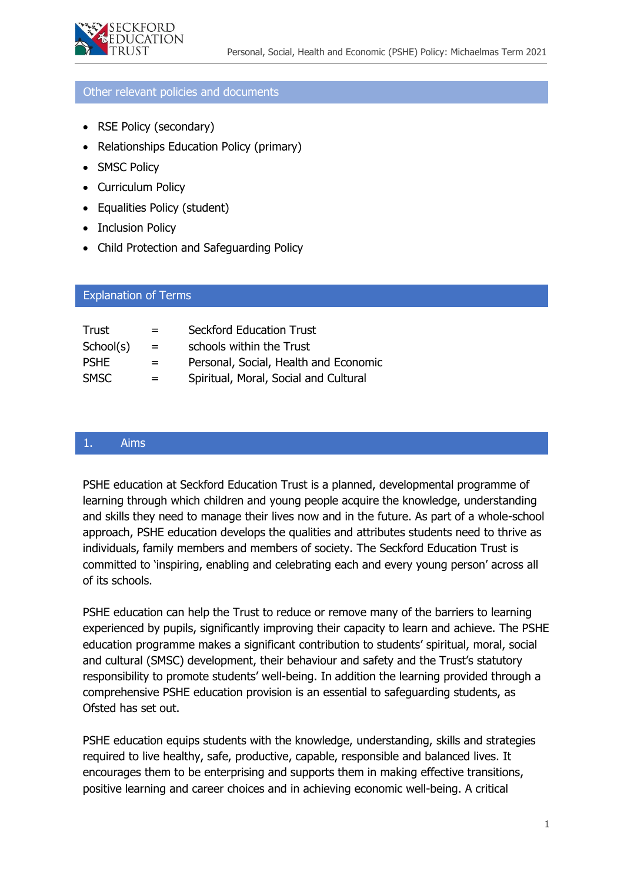## Other relevant policies and documents

- RSE Policy (secondary)
- Relationships Education Policy (primary)
- SMSC Policy
- Curriculum Policy
- Equalities Policy (student)
- Inclusion Policy
- Child Protection and Safeguarding Policy

## Explanation of Terms

| | | |
|---|---|---|
| Trust | = | Seckford Education Trust |
| School(s) | = | schools within the Trust |
| PSHE | = | Personal, Social, Health and Economic |
| SMSC | = | Spiritual, Moral, Social and Cultural |

## 1. Aims

PSHE education at Seckford Education Trust is a planned, developmental programme of learning through which children and young people acquire the knowledge, understanding and skills they need to manage their lives now and in the future. As part of a whole-school approach, PSHE education develops the qualities and attributes students need to thrive as individuals, family members and members of society. The Seckford Education Trust is committed to 'inspiring, enabling and celebrating each and every young person' across all of its schools.

PSHE education can help the Trust to reduce or remove many of the barriers to learning experienced by pupils, significantly improving their capacity to learn and achieve. The PSHE education programme makes a significant contribution to students' spiritual, moral, social and cultural (SMSC) development, their behaviour and safety and the Trust's statutory responsibility to promote students' well-being. In addition the learning provided through a comprehensive PSHE education provision is an essential to safeguarding students, as Ofsted has set out.

PSHE education equips students with the knowledge, understanding, skills and strategies required to live healthy, safe, productive, capable, responsible and balanced lives. It encourages them to be enterprising and supports them in making effective transitions, positive learning and career choices and in achieving economic well-being. A critical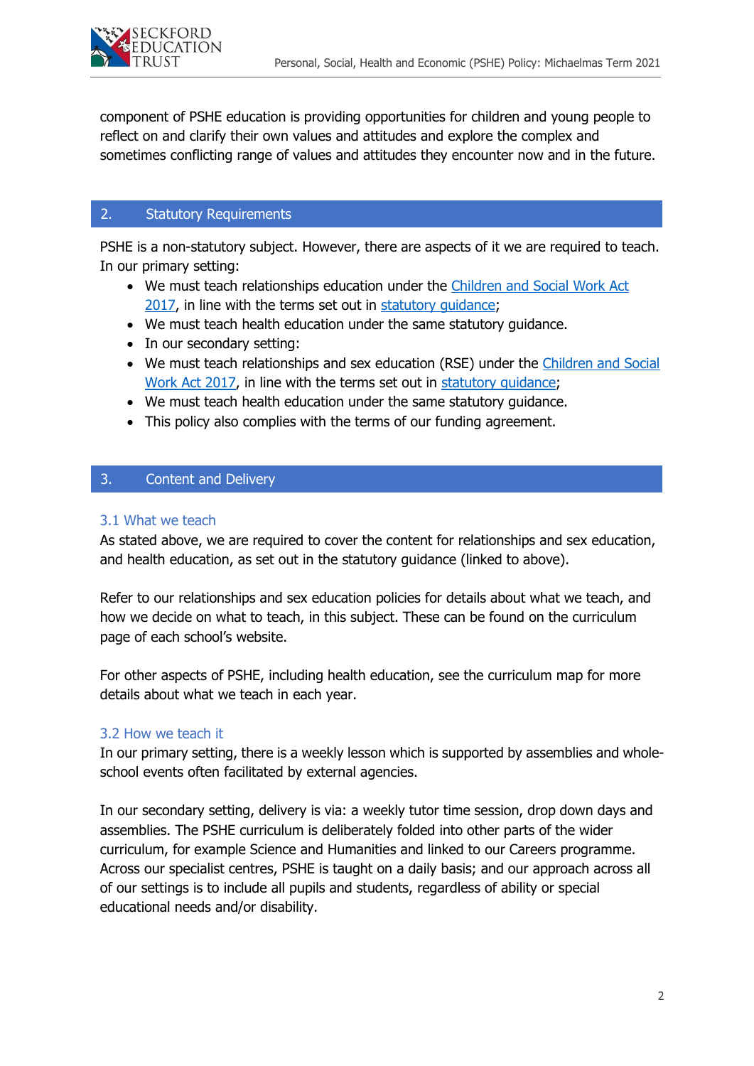component of PSHE education is providing opportunities for children and young people to reflect on and clarify their own values and attitudes and explore the complex and sometimes conflicting range of values and attitudes they encounter now and in the future.

## 2. Statutory Requirements

PSHE is a non-statutory subject. However, there are aspects of it we are required to teach. In our primary setting:

- We must teach relationships education under the Children and Social Work Act 2017, in line with the terms set out in statutory guidance;
- We must teach health education under the same statutory guidance.
- In our secondary setting:
- We must teach relationships and sex education (RSE) under the Children and Social Work Act 2017, in line with the terms set out in statutory guidance;
- We must teach health education under the same statutory guidance.
- This policy also complies with the terms of our funding agreement.

## 3. Content and Delivery

### 3.1 What we teach

As stated above, we are required to cover the content for relationships and sex education, and health education, as set out in the statutory guidance (linked to above).

Refer to our relationships and sex education policies for details about what we teach, and how we decide on what to teach, in this subject. These can be found on the curriculum page of each school's website.

For other aspects of PSHE, including health education, see the curriculum map for more details about what we teach in each year.

### 3.2 How we teach it

In our primary setting, there is a weekly lesson which is supported by assemblies and whole-school events often facilitated by external agencies.

In our secondary setting, delivery is via: a weekly tutor time session, drop down days and assemblies. The PSHE curriculum is deliberately folded into other parts of the wider curriculum, for example Science and Humanities and linked to our Careers programme. Across our specialist centres, PSHE is taught on a daily basis; and our approach across all of our settings is to include all pupils and students, regardless of ability or special educational needs and/or disability.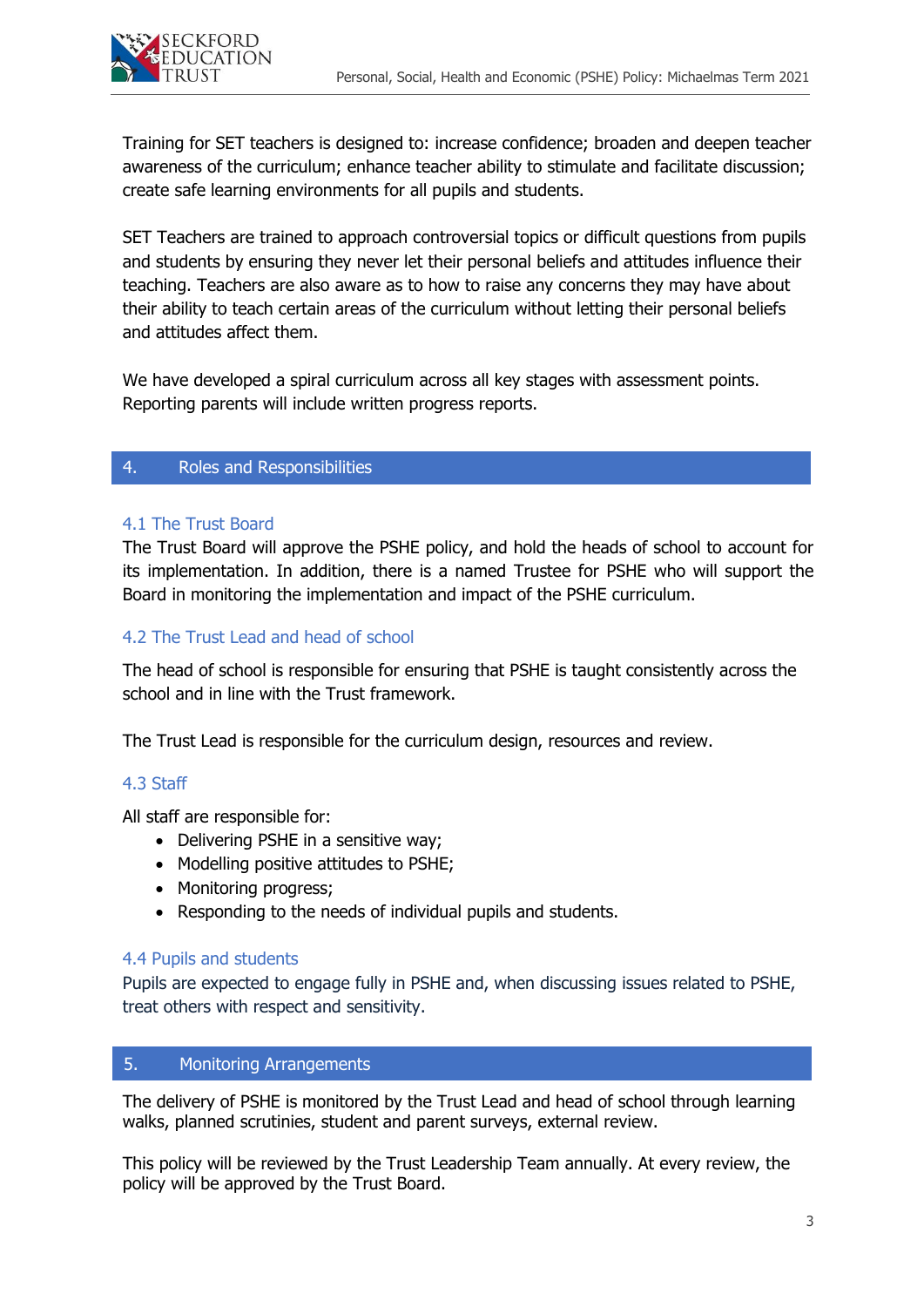Training for SET teachers is designed to: increase confidence; broaden and deepen teacher awareness of the curriculum; enhance teacher ability to stimulate and facilitate discussion; create safe learning environments for all pupils and students.

SET Teachers are trained to approach controversial topics or difficult questions from pupils and students by ensuring they never let their personal beliefs and attitudes influence their teaching. Teachers are also aware as to how to raise any concerns they may have about their ability to teach certain areas of the curriculum without letting their personal beliefs and attitudes affect them.

We have developed a spiral curriculum across all key stages with assessment points. Reporting parents will include written progress reports.

## 4. Roles and Responsibilities

### 4.1 The Trust Board

The Trust Board will approve the PSHE policy, and hold the heads of school to account for its implementation. In addition, there is a named Trustee for PSHE who will support the Board in monitoring the implementation and impact of the PSHE curriculum.

### 4.2 The Trust Lead and head of school

The head of school is responsible for ensuring that PSHE is taught consistently across the school and in line with the Trust framework.

The Trust Lead is responsible for the curriculum design, resources and review.

### 4.3 Staff

All staff are responsible for:

- Delivering PSHE in a sensitive way;
- Modelling positive attitudes to PSHE;
- Monitoring progress;
- Responding to the needs of individual pupils and students.

### 4.4 Pupils and students

Pupils are expected to engage fully in PSHE and, when discussing issues related to PSHE, treat others with respect and sensitivity.

## 5. Monitoring Arrangements

The delivery of PSHE is monitored by the Trust Lead and head of school through learning walks, planned scrutinies, student and parent surveys, external review.

This policy will be reviewed by the Trust Leadership Team annually. At every review, the policy will be approved by the Trust Board.